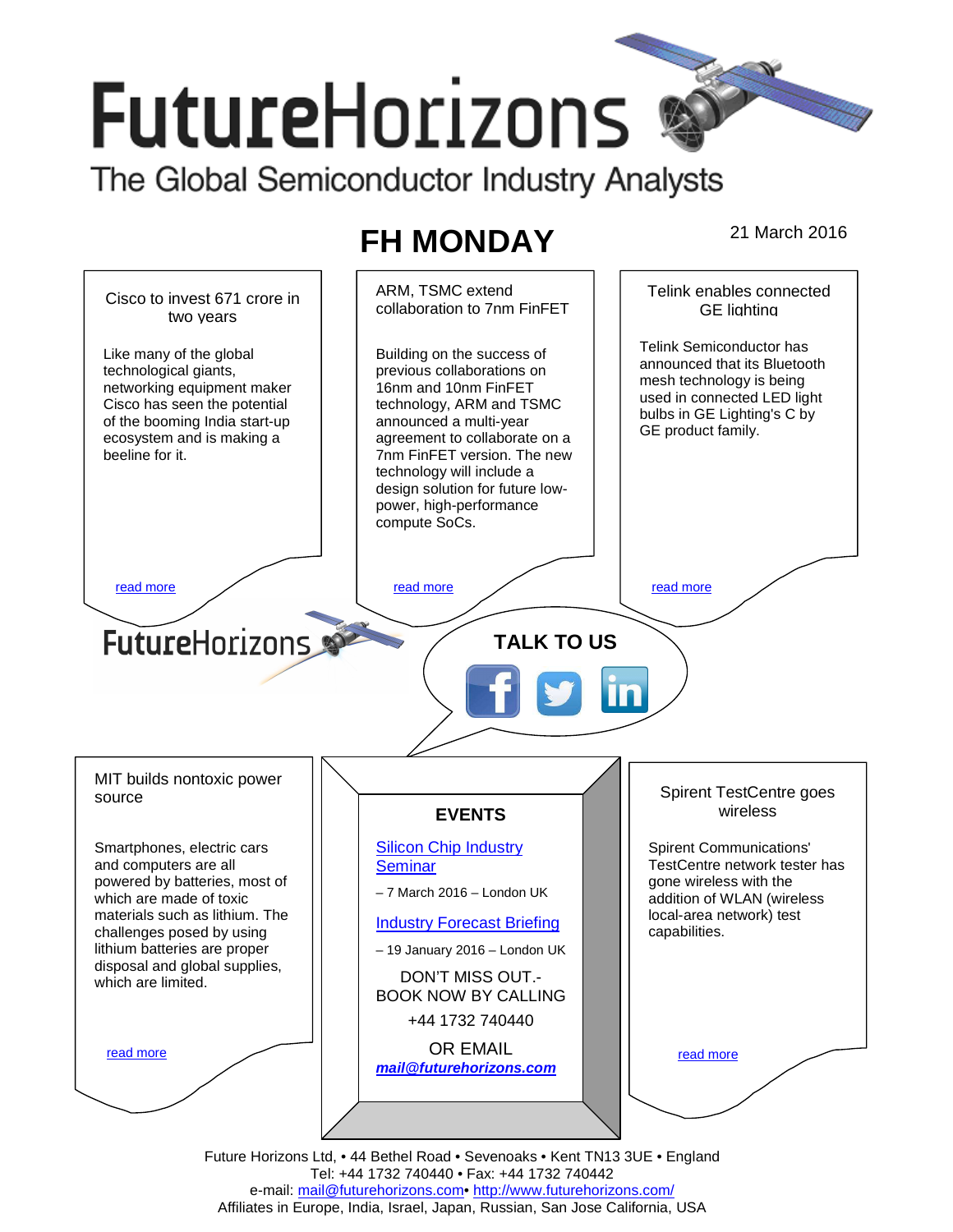# FutureHorizons

The Global Semiconductor Industry Analysts

## FH MONDAY

21 March 2016

### Cisco to invest 671 crore in two years

Like many of the global technological giants, networking equipment maker Cisco has seen the potential of the booming India start-up ecosystem and is making a beeline for it.

read more

### ARM, TSMC extend collaboration to 7nm FinFET

Building on the success of previous collaborations on 16nm and 10nm FinFET technology, ARM and TSMC announced a multi-year agreement to collaborate on a 7nm FinFET version. The new technology will include a design solution for future low-power, high-performance compute SoCs.

read more

### Telink enables connected GE lighting

Telink Semiconductor has announced that its Bluetooth mesh technology is being used in connected LED light bulbs in GE Lighting's C by GE product family.

read more

FutureHorizons

**TALK TO US**

### MIT builds nontoxic power source

Smartphones, electric cars and computers are all powered by batteries, most of which are made of toxic materials such as lithium. The challenges posed by using lithium batteries are proper disposal and global supplies, which are limited.

read more

### EVENTS

Silicon Chip Industry Seminar

– 7 March 2016 – London UK

Industry Forecast Briefing

– 19 January 2016 – London UK

DON'T MISS OUT.- BOOK NOW BY CALLING

+44 1732 740440

OR EMAIL

***mail@futurehorizons.com***

### Spirent TestCentre goes wireless

Spirent Communications' TestCentre network tester has gone wireless with the addition of WLAN (wireless local-area network) test capabilities.

read more

Future Horizons Ltd, • 44 Bethel Road • Sevenoaks • Kent TN13 3UE • England
Tel: +44 1732 740440 • Fax: +44 1732 740442
e-mail: mail@futurehorizons.com• http://www.futurehorizons.com/
Affiliates in Europe, India, Israel, Japan, Russian, San Jose California, USA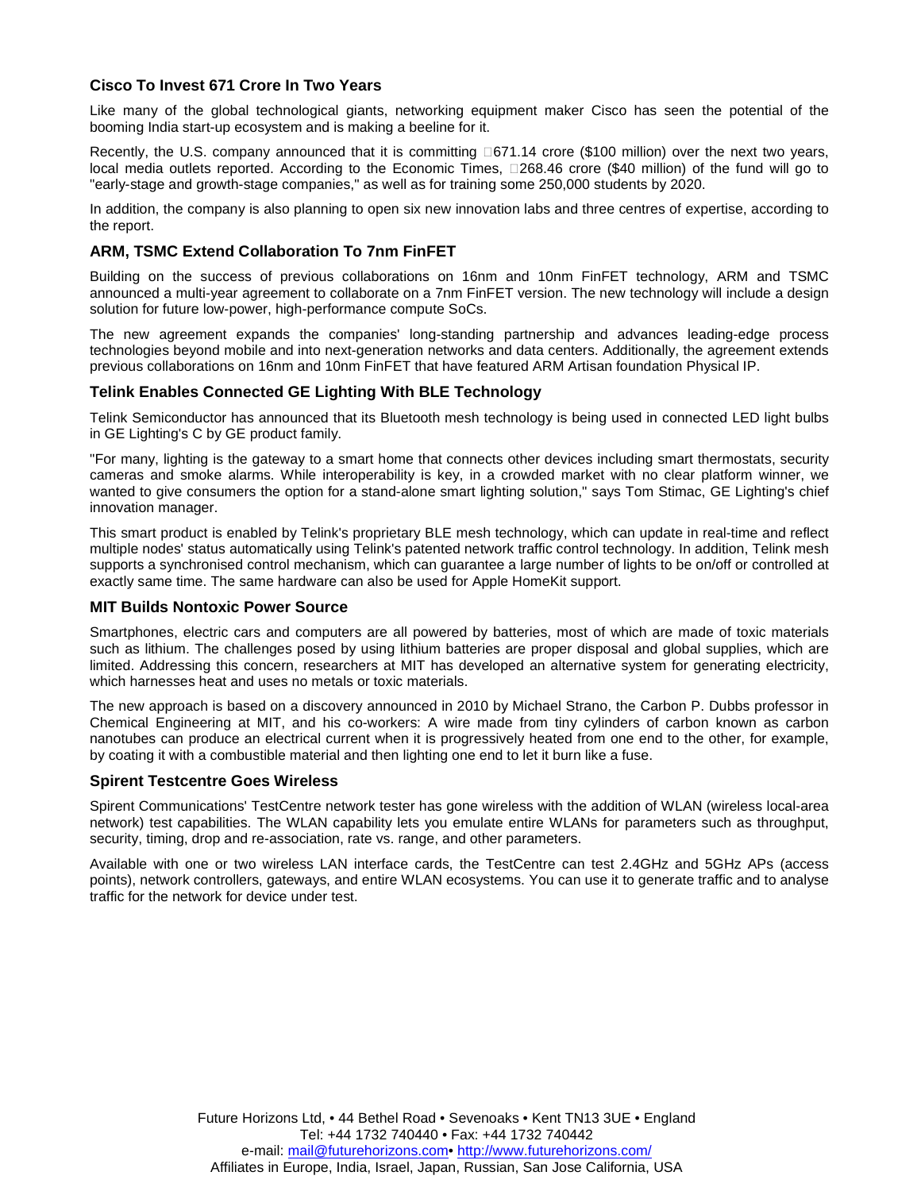### Cisco To Invest 671 Crore In Two Years

Like many of the global technological giants, networking equipment maker Cisco has seen the potential of the booming India start-up ecosystem and is making a beeline for it.

Recently, the U.S. company announced that it is committing ₹671.14 crore ($100 million) over the next two years, local media outlets reported. According to the Economic Times, ₹268.46 crore ($40 million) of the fund will go to "early-stage and growth-stage companies," as well as for training some 250,000 students by 2020.

In addition, the company is also planning to open six new innovation labs and three centres of expertise, according to the report.

### ARM, TSMC Extend Collaboration To 7nm FinFET

Building on the success of previous collaborations on 16nm and 10nm FinFET technology, ARM and TSMC announced a multi-year agreement to collaborate on a 7nm FinFET version. The new technology will include a design solution for future low-power, high-performance compute SoCs.

The new agreement expands the companies' long-standing partnership and advances leading-edge process technologies beyond mobile and into next-generation networks and data centers. Additionally, the agreement extends previous collaborations on 16nm and 10nm FinFET that have featured ARM Artisan foundation Physical IP.

### Telink Enables Connected GE Lighting With BLE Technology

Telink Semiconductor has announced that its Bluetooth mesh technology is being used in connected LED light bulbs in GE Lighting's C by GE product family.

"For many, lighting is the gateway to a smart home that connects other devices including smart thermostats, security cameras and smoke alarms. While interoperability is key, in a crowded market with no clear platform winner, we wanted to give consumers the option for a stand-alone smart lighting solution," says Tom Stimac, GE Lighting's chief innovation manager.

This smart product is enabled by Telink's proprietary BLE mesh technology, which can update in real-time and reflect multiple nodes' status automatically using Telink's patented network traffic control technology. In addition, Telink mesh supports a synchronised control mechanism, which can guarantee a large number of lights to be on/off or controlled at exactly same time. The same hardware can also be used for Apple HomeKit support.

### MIT Builds Nontoxic Power Source

Smartphones, electric cars and computers are all powered by batteries, most of which are made of toxic materials such as lithium. The challenges posed by using lithium batteries are proper disposal and global supplies, which are limited. Addressing this concern, researchers at MIT has developed an alternative system for generating electricity, which harnesses heat and uses no metals or toxic materials.

The new approach is based on a discovery announced in 2010 by Michael Strano, the Carbon P. Dubbs professor in Chemical Engineering at MIT, and his co-workers: A wire made from tiny cylinders of carbon known as carbon nanotubes can produce an electrical current when it is progressively heated from one end to the other, for example, by coating it with a combustible material and then lighting one end to let it burn like a fuse.

### Spirent Testcentre Goes Wireless

Spirent Communications' TestCentre network tester has gone wireless with the addition of WLAN (wireless local-area network) test capabilities. The WLAN capability lets you emulate entire WLANs for parameters such as throughput, security, timing, drop and re-association, rate vs. range, and other parameters.

Available with one or two wireless LAN interface cards, the TestCentre can test 2.4GHz and 5GHz APs (access points), network controllers, gateways, and entire WLAN ecosystems. You can use it to generate traffic and to analyse traffic for the network for device under test.